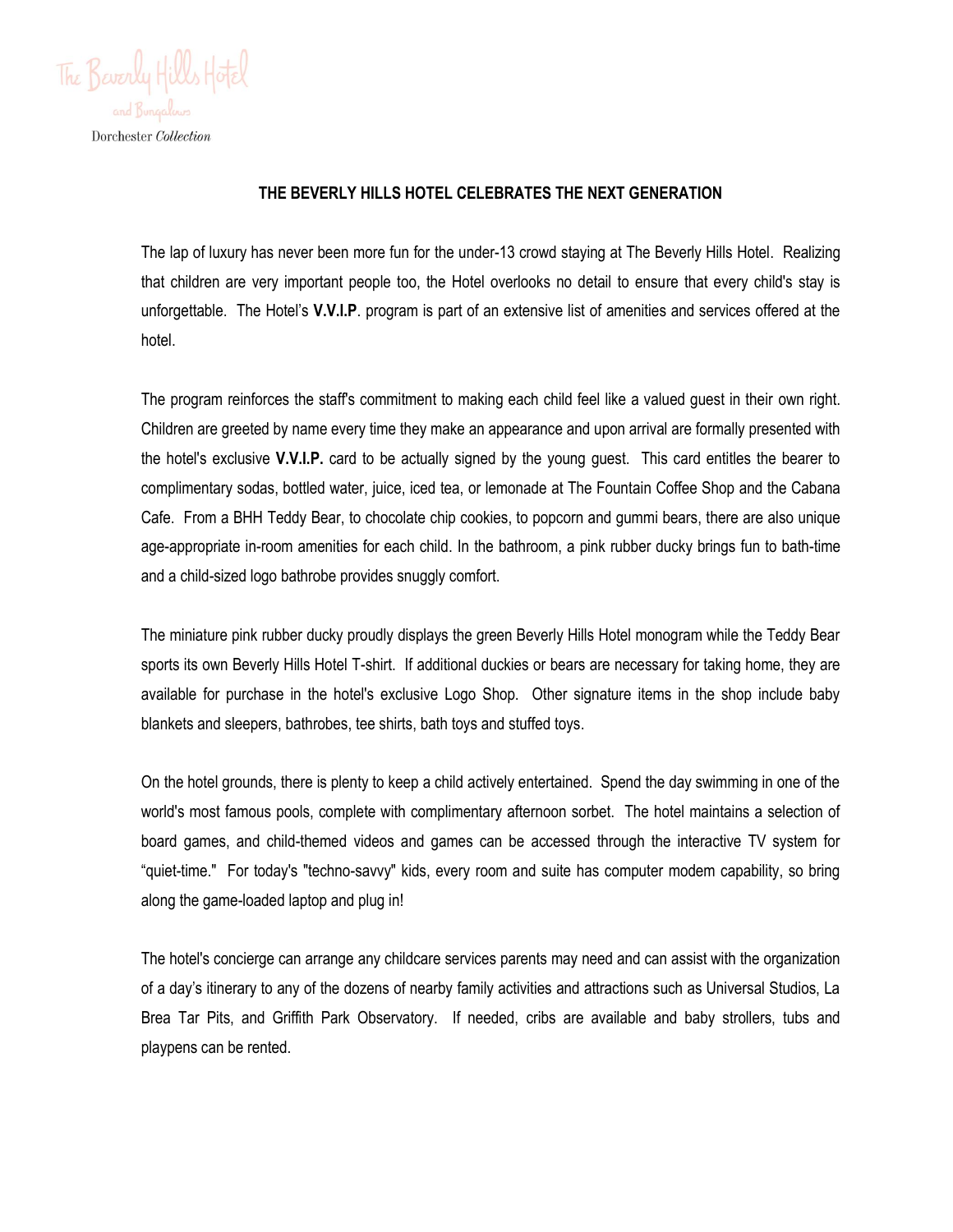The Beverly Hills Hotel

and Bungalows

Dorchester *Collection*

## THE BEVERLY HILLS HOTEL CELEBRATES THE NEXT GENERATION

The lap of luxury has never been more fun for the under-13 crowd staying at The Beverly Hills Hotel. Realizing that children are very important people too, the Hotel overlooks no detail to ensure that every child's stay is unforgettable. The Hotel's **V.V.I.P**. program is part of an extensive list of amenities and services offered at the hotel.

The program reinforces the staff's commitment to making each child feel like a valued guest in their own right. Children are greeted by name every time they make an appearance and upon arrival are formally presented with the hotel's exclusive **V.V.I.P.** card to be actually signed by the young guest. This card entitles the bearer to complimentary sodas, bottled water, juice, iced tea, or lemonade at The Fountain Coffee Shop and the Cabana Cafe. From a BHH Teddy Bear, to chocolate chip cookies, to popcorn and gummi bears, there are also unique age-appropriate in-room amenities for each child. In the bathroom, a pink rubber ducky brings fun to bath-time and a child-sized logo bathrobe provides snuggly comfort.

The miniature pink rubber ducky proudly displays the green Beverly Hills Hotel monogram while the Teddy Bear sports its own Beverly Hills Hotel T-shirt. If additional duckies or bears are necessary for taking home, they are available for purchase in the hotel's exclusive Logo Shop. Other signature items in the shop include baby blankets and sleepers, bathrobes, tee shirts, bath toys and stuffed toys.

On the hotel grounds, there is plenty to keep a child actively entertained. Spend the day swimming in one of the world's most famous pools, complete with complimentary afternoon sorbet. The hotel maintains a selection of board games, and child-themed videos and games can be accessed through the interactive TV system for "quiet-time." For today's "techno-savvy" kids, every room and suite has computer modem capability, so bring along the game-loaded laptop and plug in!

The hotel's concierge can arrange any childcare services parents may need and can assist with the organization of a day's itinerary to any of the dozens of nearby family activities and attractions such as Universal Studios, La Brea Tar Pits, and Griffith Park Observatory. If needed, cribs are available and baby strollers, tubs and playpens can be rented.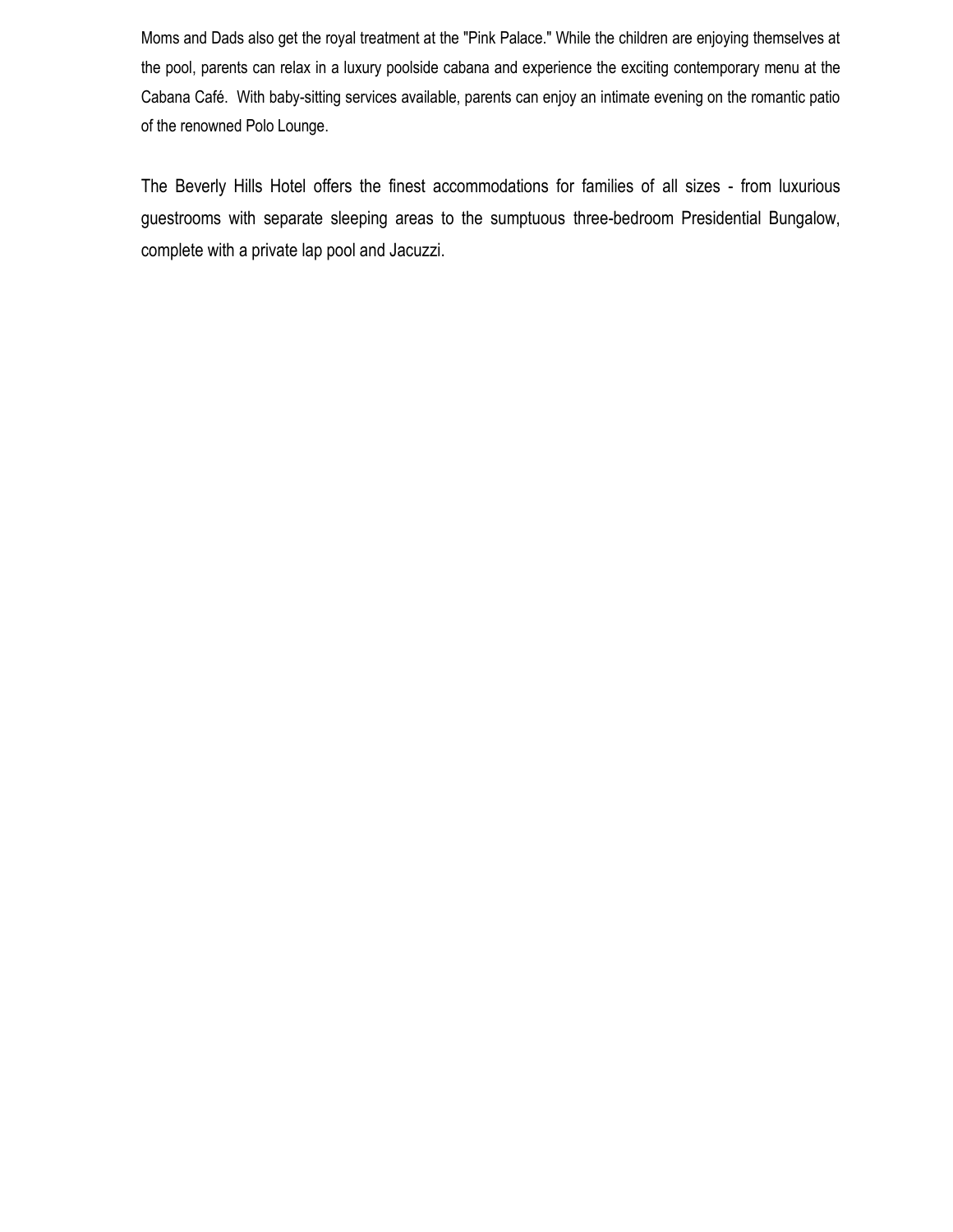Moms and Dads also get the royal treatment at the "Pink Palace." While the children are enjoying themselves at the pool, parents can relax in a luxury poolside cabana and experience the exciting contemporary menu at the Cabana Café.  With baby-sitting services available, parents can enjoy an intimate evening on the romantic patio of the renowned Polo Lounge.

The Beverly Hills Hotel offers the finest accommodations for families of all sizes - from luxurious guestrooms with separate sleeping areas to the sumptuous three-bedroom Presidential Bungalow, complete with a private lap pool and Jacuzzi.